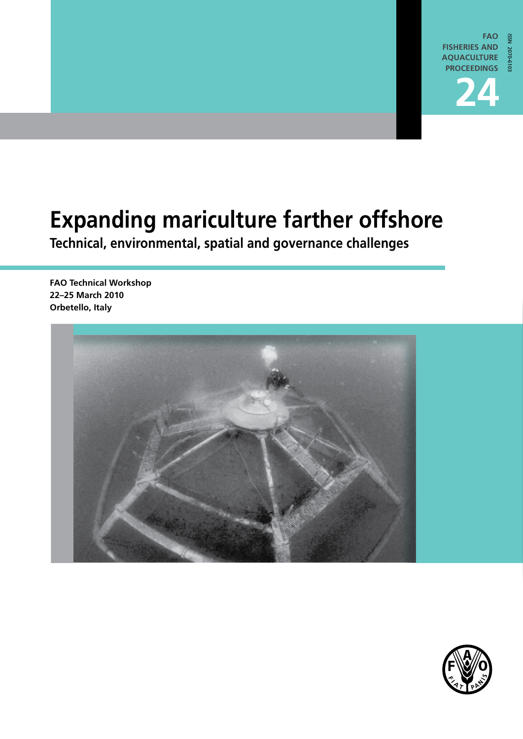FAO FISHERIES AND AQUACULTURE PROCEEDINGS

ISSN 2070-6103

24

# Expanding mariculture farther offshore

## Technical, environmental, spatial and governance challenges

**FAO Technical Workshop**
**22–25 March 2010**
**Orbetello, Italy**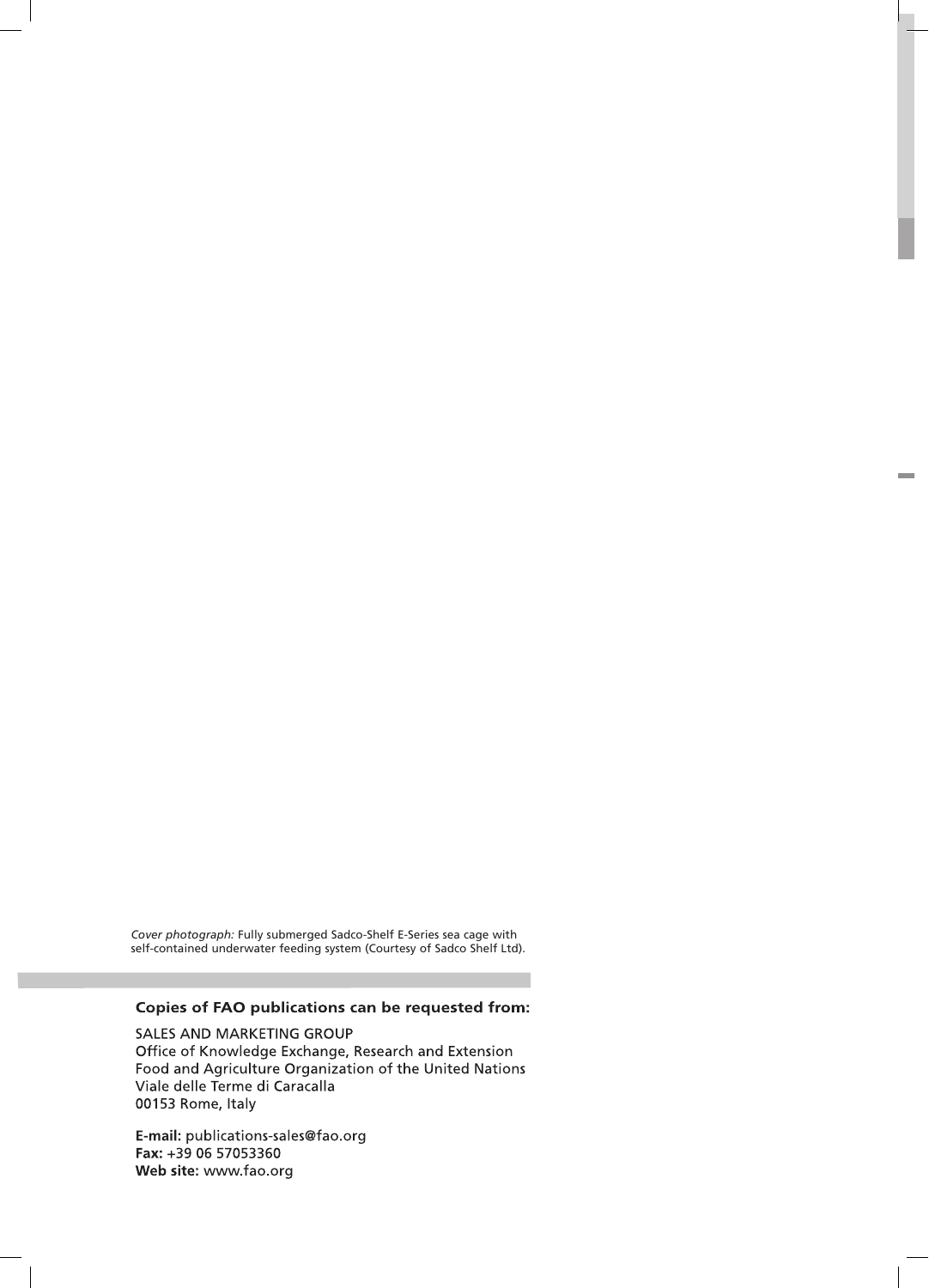*Cover photograph:* Fully submerged Sadco-Shelf E-Series sea cage with self-contained underwater feeding system (Courtesy of Sadco Shelf Ltd).

**Copies of FAO publications can be requested from:**

SALES AND MARKETING GROUP
Office of Knowledge Exchange, Research and Extension
Food and Agriculture Organization of the United Nations
Viale delle Terme di Caracalla
00153 Rome, Italy

**E-mail:** publications-sales@fao.org
**Fax:** +39 06 57053360
**Web site:** www.fao.org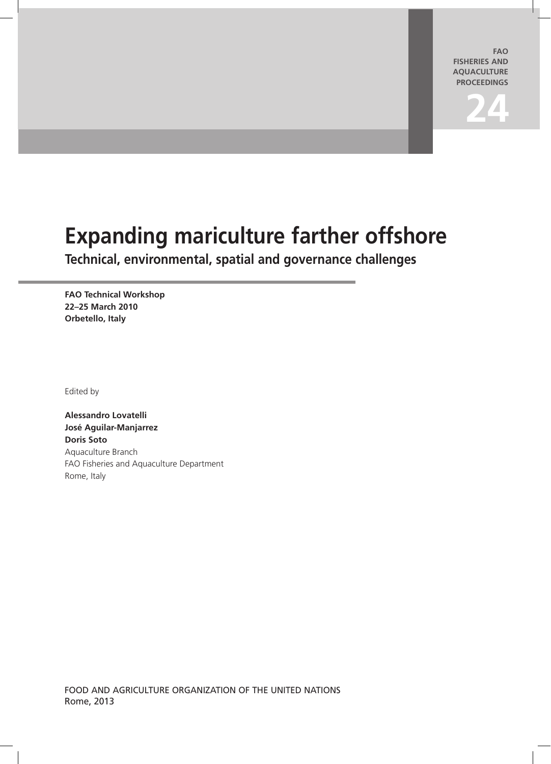FAO FISHERIES AND AQUACULTURE PROCEEDINGS

24

# Expanding mariculture farther offshore

## Technical, environmental, spatial and governance challenges

**FAO Technical Workshop**
**22–25 March 2010**
**Orbetello, Italy**

Edited by

**Alessandro Lovatelli**
**José Aguilar-Manjarrez**
**Doris Soto**
Aquaculture Branch
FAO Fisheries and Aquaculture Department
Rome, Italy

FOOD AND AGRICULTURE ORGANIZATION OF THE UNITED NATIONS
Rome, 2013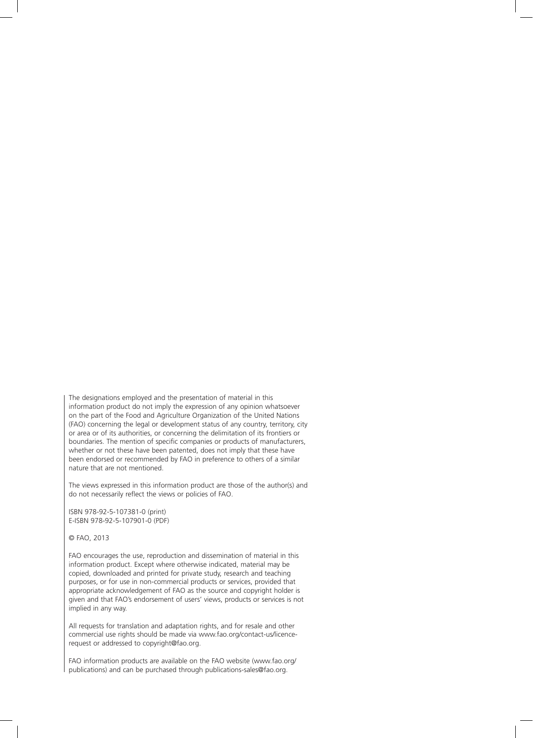The designations employed and the presentation of material in this information product do not imply the expression of any opinion whatsoever on the part of the Food and Agriculture Organization of the United Nations (FAO) concerning the legal or development status of any country, territory, city or area or of its authorities, or concerning the delimitation of its frontiers or boundaries. The mention of specific companies or products of manufacturers, whether or not these have been patented, does not imply that these have been endorsed or recommended by FAO in preference to others of a similar nature that are not mentioned.

The views expressed in this information product are those of the author(s) and do not necessarily reflect the views or policies of FAO.

ISBN 978-92-5-107381-0 (print)
E-ISBN 978-92-5-107901-0 (PDF)

© FAO, 2013

FAO encourages the use, reproduction and dissemination of material in this information product. Except where otherwise indicated, material may be copied, downloaded and printed for private study, research and teaching purposes, or for use in non-commercial products or services, provided that appropriate acknowledgement of FAO as the source and copyright holder is given and that FAO's endorsement of users' views, products or services is not implied in any way.

All requests for translation and adaptation rights, and for resale and other commercial use rights should be made via www.fao.org/contact-us/licence-request or addressed to copyright@fao.org.

FAO information products are available on the FAO website (www.fao.org/publications) and can be purchased through publications-sales@fao.org.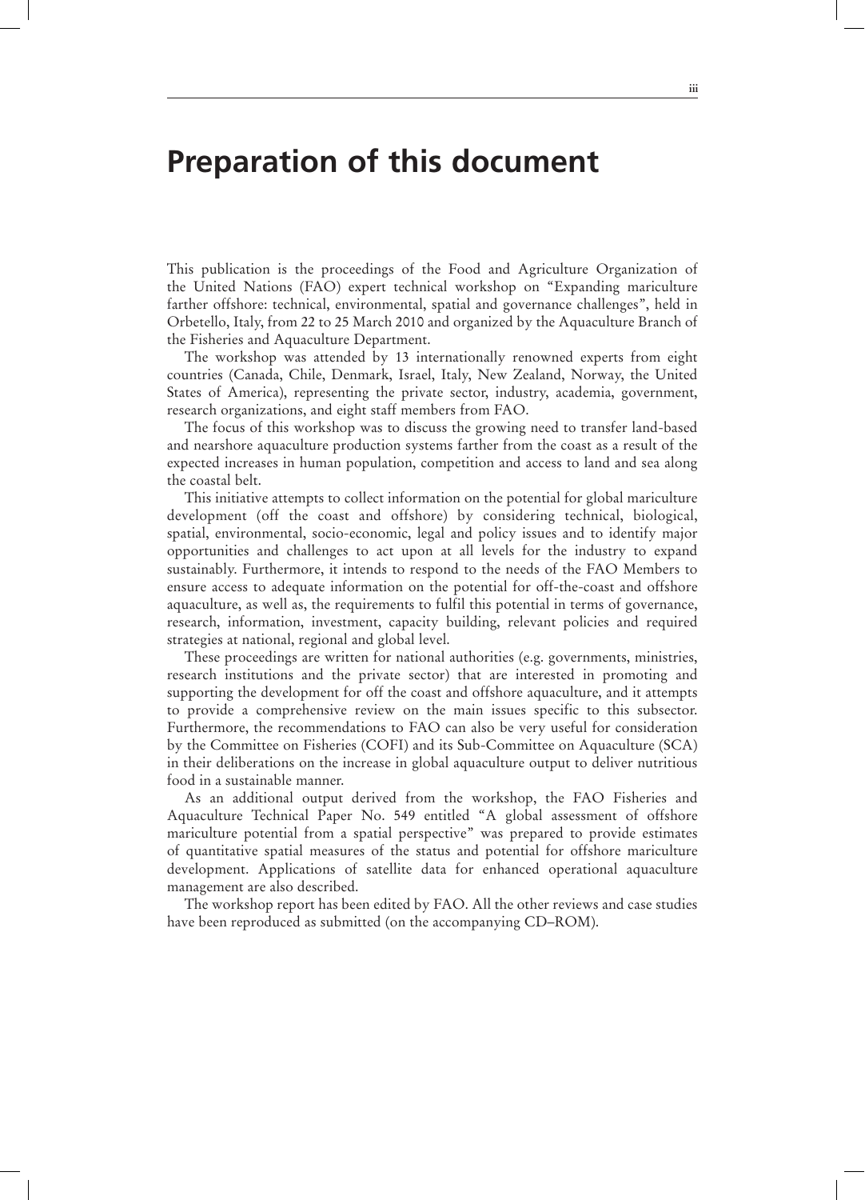# Preparation of this document

This publication is the proceedings of the Food and Agriculture Organization of the United Nations (FAO) expert technical workshop on "Expanding mariculture farther offshore: technical, environmental, spatial and governance challenges", held in Orbetello, Italy, from 22 to 25 March 2010 and organized by the Aquaculture Branch of the Fisheries and Aquaculture Department.

The workshop was attended by 13 internationally renowned experts from eight countries (Canada, Chile, Denmark, Israel, Italy, New Zealand, Norway, the United States of America), representing the private sector, industry, academia, government, research organizations, and eight staff members from FAO.

The focus of this workshop was to discuss the growing need to transfer land-based and nearshore aquaculture production systems farther from the coast as a result of the expected increases in human population, competition and access to land and sea along the coastal belt.

This initiative attempts to collect information on the potential for global mariculture development (off the coast and offshore) by considering technical, biological, spatial, environmental, socio-economic, legal and policy issues and to identify major opportunities and challenges to act upon at all levels for the industry to expand sustainably. Furthermore, it intends to respond to the needs of the FAO Members to ensure access to adequate information on the potential for off-the-coast and offshore aquaculture, as well as, the requirements to fulfil this potential in terms of governance, research, information, investment, capacity building, relevant policies and required strategies at national, regional and global level.

These proceedings are written for national authorities (e.g. governments, ministries, research institutions and the private sector) that are interested in promoting and supporting the development for off the coast and offshore aquaculture, and it attempts to provide a comprehensive review on the main issues specific to this subsector. Furthermore, the recommendations to FAO can also be very useful for consideration by the Committee on Fisheries (COFI) and its Sub-Committee on Aquaculture (SCA) in their deliberations on the increase in global aquaculture output to deliver nutritious food in a sustainable manner.

As an additional output derived from the workshop, the FAO Fisheries and Aquaculture Technical Paper No. 549 entitled "A global assessment of offshore mariculture potential from a spatial perspective" was prepared to provide estimates of quantitative spatial measures of the status and potential for offshore mariculture development. Applications of satellite data for enhanced operational aquaculture management are also described.

The workshop report has been edited by FAO. All the other reviews and case studies have been reproduced as submitted (on the accompanying CD–ROM).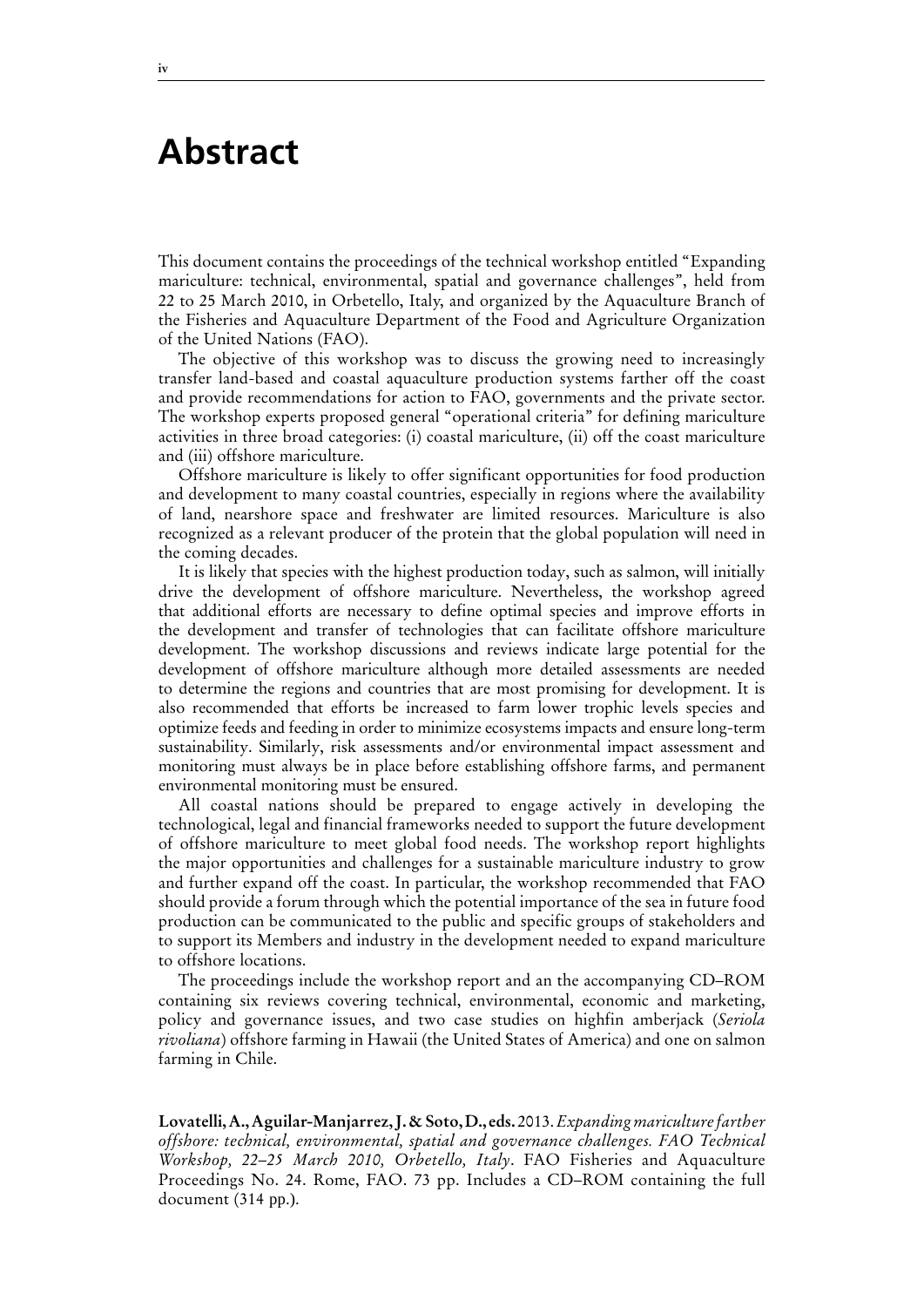# Abstract

This document contains the proceedings of the technical workshop entitled "Expanding mariculture: technical, environmental, spatial and governance challenges", held from 22 to 25 March 2010, in Orbetello, Italy, and organized by the Aquaculture Branch of the Fisheries and Aquaculture Department of the Food and Agriculture Organization of the United Nations (FAO).

The objective of this workshop was to discuss the growing need to increasingly transfer land-based and coastal aquaculture production systems farther off the coast and provide recommendations for action to FAO, governments and the private sector. The workshop experts proposed general "operational criteria" for defining mariculture activities in three broad categories: (i) coastal mariculture, (ii) off the coast mariculture and (iii) offshore mariculture.

Offshore mariculture is likely to offer significant opportunities for food production and development to many coastal countries, especially in regions where the availability of land, nearshore space and freshwater are limited resources. Mariculture is also recognized as a relevant producer of the protein that the global population will need in the coming decades.

It is likely that species with the highest production today, such as salmon, will initially drive the development of offshore mariculture. Nevertheless, the workshop agreed that additional efforts are necessary to define optimal species and improve efforts in the development and transfer of technologies that can facilitate offshore mariculture development. The workshop discussions and reviews indicate large potential for the development of offshore mariculture although more detailed assessments are needed to determine the regions and countries that are most promising for development. It is also recommended that efforts be increased to farm lower trophic levels species and optimize feeds and feeding in order to minimize ecosystems impacts and ensure long-term sustainability. Similarly, risk assessments and/or environmental impact assessment and monitoring must always be in place before establishing offshore farms, and permanent environmental monitoring must be ensured.

All coastal nations should be prepared to engage actively in developing the technological, legal and financial frameworks needed to support the future development of offshore mariculture to meet global food needs. The workshop report highlights the major opportunities and challenges for a sustainable mariculture industry to grow and further expand off the coast. In particular, the workshop recommended that FAO should provide a forum through which the potential importance of the sea in future food production can be communicated to the public and specific groups of stakeholders and to support its Members and industry in the development needed to expand mariculture to offshore locations.

The proceedings include the workshop report and an the accompanying CD–ROM containing six reviews covering technical, environmental, economic and marketing, policy and governance issues, and two case studies on highfin amberjack (*Seriola rivoliana*) offshore farming in Hawaii (the United States of America) and one on salmon farming in Chile.

**Lovatelli, A., Aguilar-Manjarrez, J. & Soto, D., eds.** 2013. *Expanding mariculture farther offshore: technical, environmental, spatial and governance challenges. FAO Technical Workshop, 22–25 March 2010, Orbetello, Italy*. FAO Fisheries and Aquaculture Proceedings No. 24. Rome, FAO. 73 pp. Includes a CD–ROM containing the full document (314 pp.).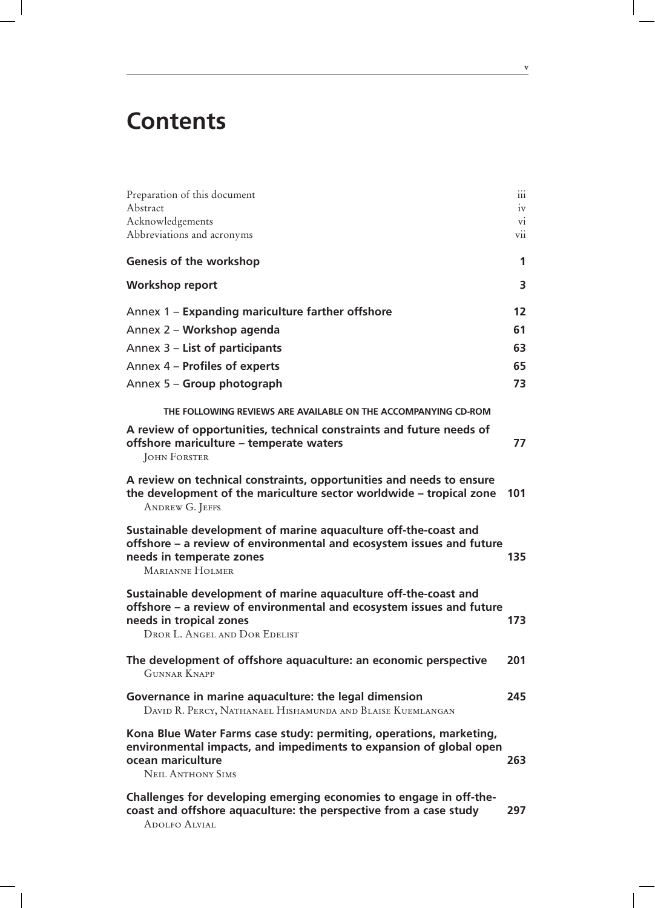# Contents

| | |
|---|---|
| Preparation of this document | iii |
| Abstract | iv |
| Acknowledgements | vi |
| Abbreviations and acronyms | vii |
| **Genesis of the workshop** | **1** |
| **Workshop report** | **3** |
| Annex 1 – **Expanding mariculture farther offshore** | **12** |
| Annex 2 – **Workshop agenda** | **61** |
| Annex 3 – **List of participants** | **63** |
| Annex 4 – **Profiles of experts** | **65** |
| Annex 5 – **Group photograph** | **73** |

**THE FOLLOWING REVIEWS ARE AVAILABLE ON THE ACCOMPANYING CD-ROM**

| | |
|---|---|
| **A review of opportunities, technical constraints and future needs of offshore mariculture – temperate waters**<br>John Forster | **77** |
| **A review on technical constraints, opportunities and needs to ensure the development of the mariculture sector worldwide – tropical zone**<br>Andrew G. Jeffs | **101** |
| **Sustainable development of marine aquaculture off-the-coast and offshore – a review of environmental and ecosystem issues and future needs in temperate zones**<br>Marianne Holmer | **135** |
| **Sustainable development of marine aquaculture off-the-coast and offshore – a review of environmental and ecosystem issues and future needs in tropical zones**<br>Dror L. Angel and Dor Edelist | **173** |
| **The development of offshore aquaculture: an economic perspective**<br>Gunnar Knapp | **201** |
| **Governance in marine aquaculture: the legal dimension**<br>David R. Percy, Nathanael Hishamunda and Blaise Kuemlangan | **245** |
| **Kona Blue Water Farms case study: permiting, operations, marketing, environmental impacts, and impediments to expansion of global open ocean mariculture**<br>Neil Anthony Sims | **263** |
| **Challenges for developing emerging economies to engage in off-the-coast and offshore aquaculture: the perspective from a case study**<br>Adolfo Alvial | **297** |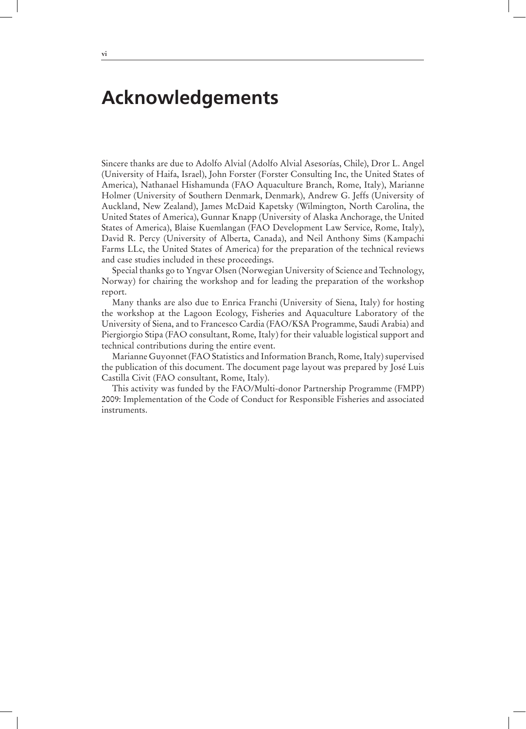# Acknowledgements

Sincere thanks are due to Adolfo Alvial (Adolfo Alvial Asesorías, Chile), Dror L. Angel (University of Haifa, Israel), John Forster (Forster Consulting Inc, the United States of America), Nathanael Hishamunda (FAO Aquaculture Branch, Rome, Italy), Marianne Holmer (University of Southern Denmark, Denmark), Andrew G. Jeffs (University of Auckland, New Zealand), James McDaid Kapetsky (Wilmington, North Carolina, the United States of America), Gunnar Knapp (University of Alaska Anchorage, the United States of America), Blaise Kuemlangan (FAO Development Law Service, Rome, Italy), David R. Percy (University of Alberta, Canada), and Neil Anthony Sims (Kampachi Farms LLc, the United States of America) for the preparation of the technical reviews and case studies included in these proceedings.

Special thanks go to Yngvar Olsen (Norwegian University of Science and Technology, Norway) for chairing the workshop and for leading the preparation of the workshop report.

Many thanks are also due to Enrica Franchi (University of Siena, Italy) for hosting the workshop at the Lagoon Ecology, Fisheries and Aquaculture Laboratory of the University of Siena, and to Francesco Cardia (FAO/KSA Programme, Saudi Arabia) and Piergiorgio Stipa (FAO consultant, Rome, Italy) for their valuable logistical support and technical contributions during the entire event.

Marianne Guyonnet (FAO Statistics and Information Branch, Rome, Italy) supervised the publication of this document. The document page layout was prepared by José Luis Castilla Civit (FAO consultant, Rome, Italy).

This activity was funded by the FAO/Multi-donor Partnership Programme (FMPP) 2009: Implementation of the Code of Conduct for Responsible Fisheries and associated instruments.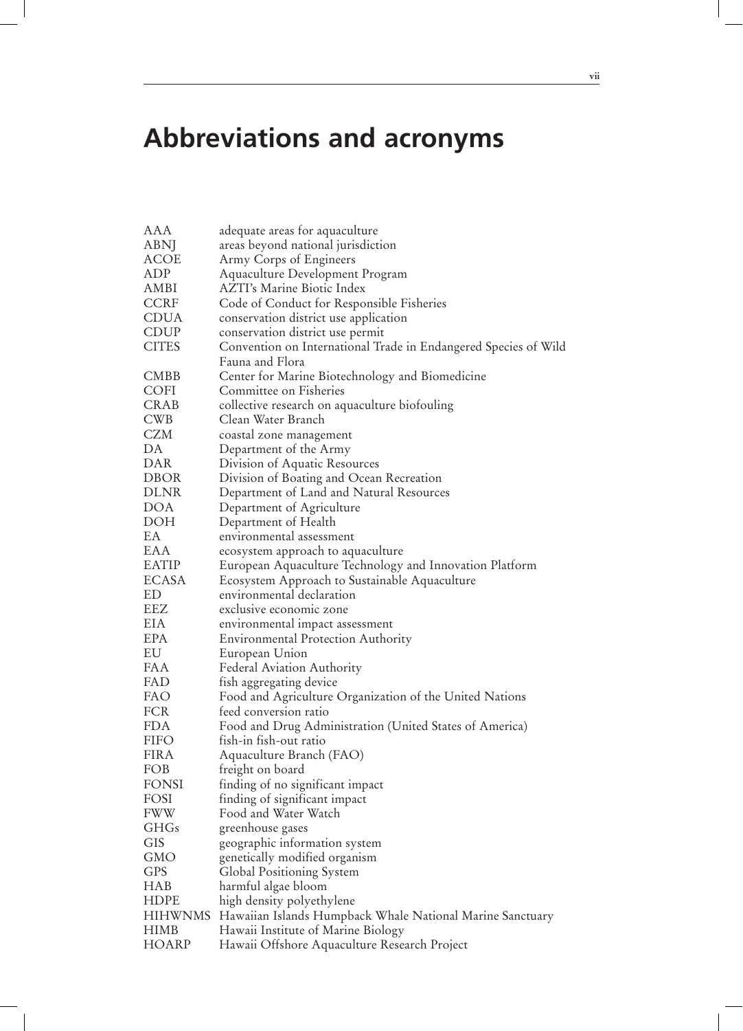# Abbreviations and acronyms

| | |
|---|---|
| AAA | adequate areas for aquaculture |
| ABNJ | areas beyond national jurisdiction |
| ACOE | Army Corps of Engineers |
| ADP | Aquaculture Development Program |
| AMBI | AZTI's Marine Biotic Index |
| CCRF | Code of Conduct for Responsible Fisheries |
| CDUA | conservation district use application |
| CDUP | conservation district use permit |
| CITES | Convention on International Trade in Endangered Species of Wild Fauna and Flora |
| CMBB | Center for Marine Biotechnology and Biomedicine |
| COFI | Committee on Fisheries |
| CRAB | collective research on aquaculture biofouling |
| CWB | Clean Water Branch |
| CZM | coastal zone management |
| DA | Department of the Army |
| DAR | Division of Aquatic Resources |
| DBOR | Division of Boating and Ocean Recreation |
| DLNR | Department of Land and Natural Resources |
| DOA | Department of Agriculture |
| DOH | Department of Health |
| EA | environmental assessment |
| EAA | ecosystem approach to aquaculture |
| EATIP | European Aquaculture Technology and Innovation Platform |
| ECASA | Ecosystem Approach to Sustainable Aquaculture |
| ED | environmental declaration |
| EEZ | exclusive economic zone |
| EIA | environmental impact assessment |
| EPA | Environmental Protection Authority |
| EU | European Union |
| FAA | Federal Aviation Authority |
| FAD | fish aggregating device |
| FAO | Food and Agriculture Organization of the United Nations |
| FCR | feed conversion ratio |
| FDA | Food and Drug Administration (United States of America) |
| FIFO | fish-in fish-out ratio |
| FIRA | Aquaculture Branch (FAO) |
| FOB | freight on board |
| FONSI | finding of no significant impact |
| FOSI | finding of significant impact |
| FWW | Food and Water Watch |
| GHGs | greenhouse gases |
| GIS | geographic information system |
| GMO | genetically modified organism |
| GPS | Global Positioning System |
| HAB | harmful algae bloom |
| HDPE | high density polyethylene |
| HIHWNMS | Hawaiian Islands Humpback Whale National Marine Sanctuary |
| HIMB | Hawaii Institute of Marine Biology |
| HOARP | Hawaii Offshore Aquaculture Research Project |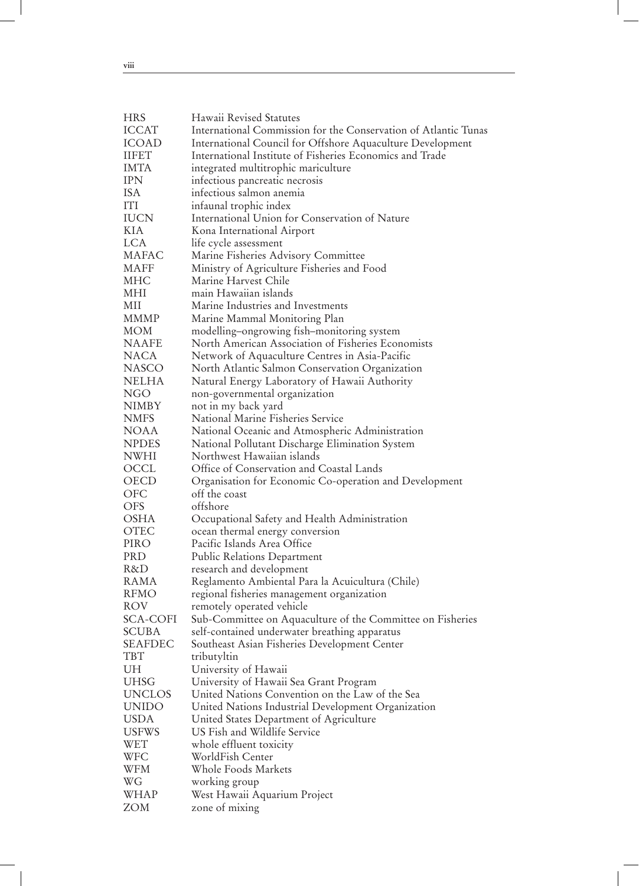| | |
|---|---|
| HRS | Hawaii Revised Statutes |
| ICCAT | International Commission for the Conservation of Atlantic Tunas |
| ICOAD | International Council for Offshore Aquaculture Development |
| IIFET | International Institute of Fisheries Economics and Trade |
| IMTA | integrated multitrophic mariculture |
| IPN | infectious pancreatic necrosis |
| ISA | infectious salmon anemia |
| ITI | infaunal trophic index |
| IUCN | International Union for Conservation of Nature |
| KIA | Kona International Airport |
| LCA | life cycle assessment |
| MAFAC | Marine Fisheries Advisory Committee |
| MAFF | Ministry of Agriculture Fisheries and Food |
| MHC | Marine Harvest Chile |
| MHI | main Hawaiian islands |
| MII | Marine Industries and Investments |
| MMMP | Marine Mammal Monitoring Plan |
| MOM | modelling–ongrowing fish–monitoring system |
| NAAFE | North American Association of Fisheries Economists |
| NACA | Network of Aquaculture Centres in Asia-Pacific |
| NASCO | North Atlantic Salmon Conservation Organization |
| NELHA | Natural Energy Laboratory of Hawaii Authority |
| NGO | non-governmental organization |
| NIMBY | not in my back yard |
| NMFS | National Marine Fisheries Service |
| NOAA | National Oceanic and Atmospheric Administration |
| NPDES | National Pollutant Discharge Elimination System |
| NWHI | Northwest Hawaiian islands |
| OCCL | Office of Conservation and Coastal Lands |
| OECD | Organisation for Economic Co-operation and Development |
| OFC | off the coast |
| OFS | offshore |
| OSHA | Occupational Safety and Health Administration |
| OTEC | ocean thermal energy conversion |
| PIRO | Pacific Islands Area Office |
| PRD | Public Relations Department |
| R&D | research and development |
| RAMA | Reglamento Ambiental Para la Acuicultura (Chile) |
| RFMO | regional fisheries management organization |
| ROV | remotely operated vehicle |
| SCA-COFI | Sub-Committee on Aquaculture of the Committee on Fisheries |
| SCUBA | self-contained underwater breathing apparatus |
| SEAFDEC | Southeast Asian Fisheries Development Center |
| TBT | tributyltin |
| UH | University of Hawaii |
| UHSG | University of Hawaii Sea Grant Program |
| UNCLOS | United Nations Convention on the Law of the Sea |
| UNIDO | United Nations Industrial Development Organization |
| USDA | United States Department of Agriculture |
| USFWS | US Fish and Wildlife Service |
| WET | whole effluent toxicity |
| WFC | WorldFish Center |
| WFM | Whole Foods Markets |
| WG | working group |
| WHAP | West Hawaii Aquarium Project |
| ZOM | zone of mixing |